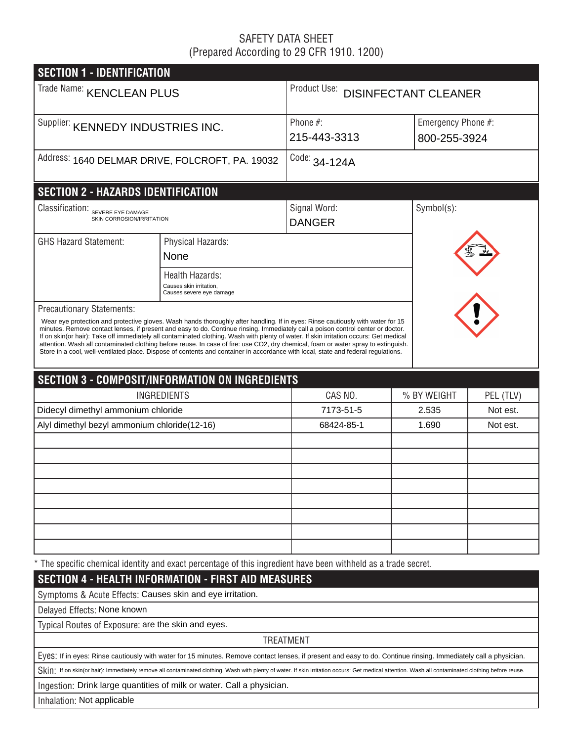SAFETY DATA SHEET
(Prepared According to 29 CFR 1910. 1200)

## SECTION 1 - IDENTIFICATION

Trade Name: KENCLEAN PLUS

Product Use: DISINFECTANT CLEANER

Supplier: KENNEDY INDUSTRIES INC.

Phone #: 215-443-3313

Emergency Phone #: 800-255-3924

Address: 1640 DELMAR DRIVE, FOLCROFT, PA. 19032

Code: 34-124A

## SECTION 2 - HAZARDS IDENTIFICATION

Classification: SEVERE EYE DAMAGE
SKIN CORROSION/IRRITATION

Signal Word: DANGER

Symbol(s):

GHS Hazard Statement:

Physical Hazards: None

Health Hazards: Causes skin irritation, Causes severe eye damage

Precautionary Statements:

Wear eye protection and protective gloves. Wash hands thoroughly after handling. If in eyes: Rinse cautiously with water for 15 minutes. Remove contact lenses, if present and easy to do. Continue rinsing. Immediately call a poison control center or doctor. If on skin(or hair): Take off immediately all contaminated clothing. Wash with plenty of water. If skin irritation occurs: Get medical attention. Wash all contaminated clothing before reuse. In case of fire: use CO2, dry chemical, foam or water spray to extinguish. Store in a cool, well-ventilated place. Dispose of contents and container in accordance with local, state and federal regulations.

## SECTION 3 - COMPOSIT/INFORMATION ON INGREDIENTS

| INGREDIENTS | CAS NO. | % BY WEIGHT | PEL (TLV) |
|---|---|---|---|
| Didecyl dimethyl ammonium chloride | 7173-51-5 | 2.535 | Not est. |
| Alyl dimethyl bezyl ammonium chloride(12-16) | 68424-85-1 | 1.690 | Not est. |
| | | | |
| | | | |
| | | | |
| | | | |
| | | | |
| | | | |
| | | | |
| | | | |

* The specific chemical identity and exact percentage of this ingredient have been withheld as a trade secret.

## SECTION 4 - HEALTH INFORMATION - FIRST AID MEASURES

Symptoms & Acute Effects: Causes skin and eye irritation.

Delayed Effects: None known

Typical Routes of Exposure: are the skin and eyes.

TREATMENT

Eyes: If in eyes: Rinse cautiously with water for 15 minutes. Remove contact lenses, if present and easy to do. Continue rinsing. Immediately call a physician.

Skin: If on skin(or hair): Immediately remove all contaminated clothing. Wash with plenty of water. If skin irritation occurs: Get medical attention. Wash all contaminated clothing before reuse.

Ingestion: Drink large quantities of milk or water. Call a physician.

Inhalation: Not applicable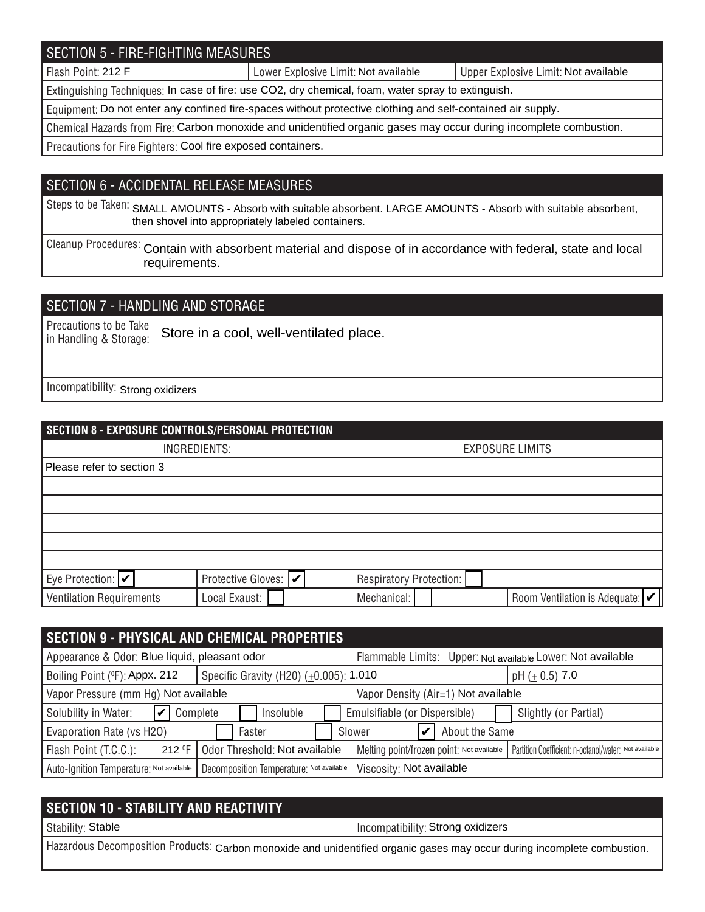## SECTION 5 - FIRE-FIGHTING MEASURES

| Flash Point: 212 F | Lower Explosive Limit: Not available | Upper Explosive Limit: Not available |
|---|---|---|

Extinguishing Techniques: In case of fire: use $CO_2$, dry chemical, foam, water spray to extinguish.

Equipment: Do not enter any confined fire-spaces without protective clothing and self-contained air supply.

Chemical Hazards from Fire: Carbon monoxide and unidentified organic gases may occur during incomplete combustion.

Precautions for Fire Fighters: Cool fire exposed containers.

## SECTION 6 - ACCIDENTAL RELEASE MEASURES

Steps to be Taken: SMALL AMOUNTS - Absorb with suitable absorbent. LARGE AMOUNTS - Absorb with suitable absorbent, then shovel into appropriately labeled containers.

Cleanup Procedures: Contain with absorbent material and dispose of in accordance with federal, state and local requirements.

## SECTION 7 - HANDLING AND STORAGE

Precautions to be Take in Handling & Storage: Store in a cool, well-ventilated place.

Incompatibility: Strong oxidizers

## SECTION 8 - EXPOSURE CONTROLS/PERSONAL PROTECTION

| INGREDIENTS: | EXPOSURE LIMITS |
|---|---|
| Please refer to section 3 | |
| | |
| | |
| | |
| | |
| | |

| | | | |
|---|---|---|---|
| Eye Protection: ✔ | Protective Gloves: ✔ | Respiratory Protection: ☐ | |
| Ventilation Requirements | Local Exaust: ☐ | Mechanical: ☐ | Room Ventilation is Adequate: ✔ |

## SECTION 9 - PHYSICAL AND CHEMICAL PROPERTIES

| | | | |
|---|---|---|---|
| Appearance & Odor: Blue liquid, pleasant odor | | Flammable Limits: Upper: Not available Lower: Not available | |
| Boiling Point (°F): Appx. 212 | Specific Gravity (H2O) (±0.005): 1.010 | | pH (± 0.5) 7.0 |
| Vapor Pressure (mm Hg) Not available | | Vapor Density (Air=1) Not available | |
| Solubility in Water: ✔ Complete | ☐ Insoluble | ☐ Emulsifiable (or Dispersible) | ☐ Slightly (or Partial) |
| Evaporation Rate (vs H2O) | ☐ Faster | ☐ Slower | ✔ About the Same |
| Flash Point (T.C.C.): 212 °F | Odor Threshold: Not available | Melting point/frozen point: Not available | Partition Coefficient: n-octanol/water: Not available |
| Auto-Ignition Temperature: Not available | Decomposition Temperature: Not available | Viscosity: Not available | |

## SECTION 10 - STABILITY AND REACTIVITY

| Stability: Stable | Incompatibility: Strong oxidizers |
|---|---|

Hazardous Decomposition Products: Carbon monoxide and unidentified organic gases may occur during incomplete combustion.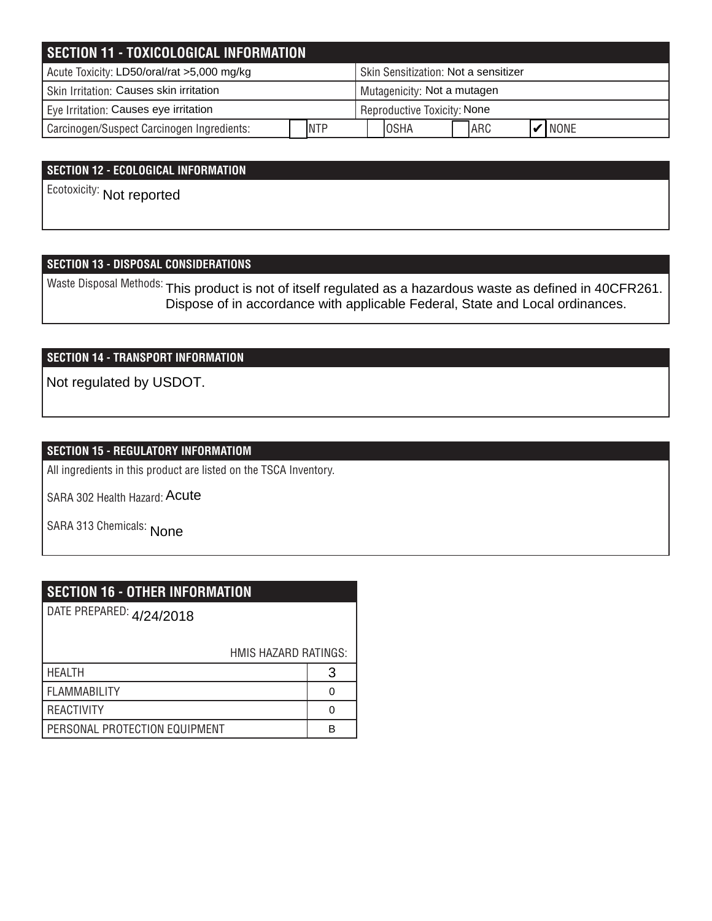## SECTION 11 - TOXICOLOGICAL INFORMATION

| | |
|---|---|
| Acute Toxicity: LD50/oral/rat >5,000 mg/kg | Skin Sensitization: Not a sensitizer |
| Skin Irritation: Causes skin irritation | Mutagenicity: Not a mutagen |
| Eye Irritation: Causes eye irritation | Reproductive Toxicity: None |

| Carcinogen/Suspect Carcinogen Ingredients: | NTP | OSHA | ARC | NONE |
|---|---|---|---|---|
| | ☐ | ☐ | ☐ | ✔ |

## SECTION 12 - ECOLOGICAL INFORMATION

Ecotoxicity: Not reported

## SECTION 13 - DISPOSAL CONSIDERATIONS

Waste Disposal Methods: This product is not of itself regulated as a hazardous waste as defined in 40CFR261. Dispose of in accordance with applicable Federal, State and Local ordinances.

## SECTION 14 - TRANSPORT INFORMATION

Not regulated by USDOT.

## SECTION 15 - REGULATORY INFORMATIOM

All ingredients in this product are listed on the TSCA Inventory.

SARA 302 Health Hazard: Acute

SARA 313 Chemicals: None

## SECTION 16 - OTHER INFORMATION

DATE PREPARED: 4/24/2018

| HMIS HAZARD RATINGS: | |
|---|---|
| HEALTH | 3 |
| FLAMMABILITY | 0 |
| REACTIVITY | 0 |
| PERSONAL PROTECTION EQUIPMENT | B |